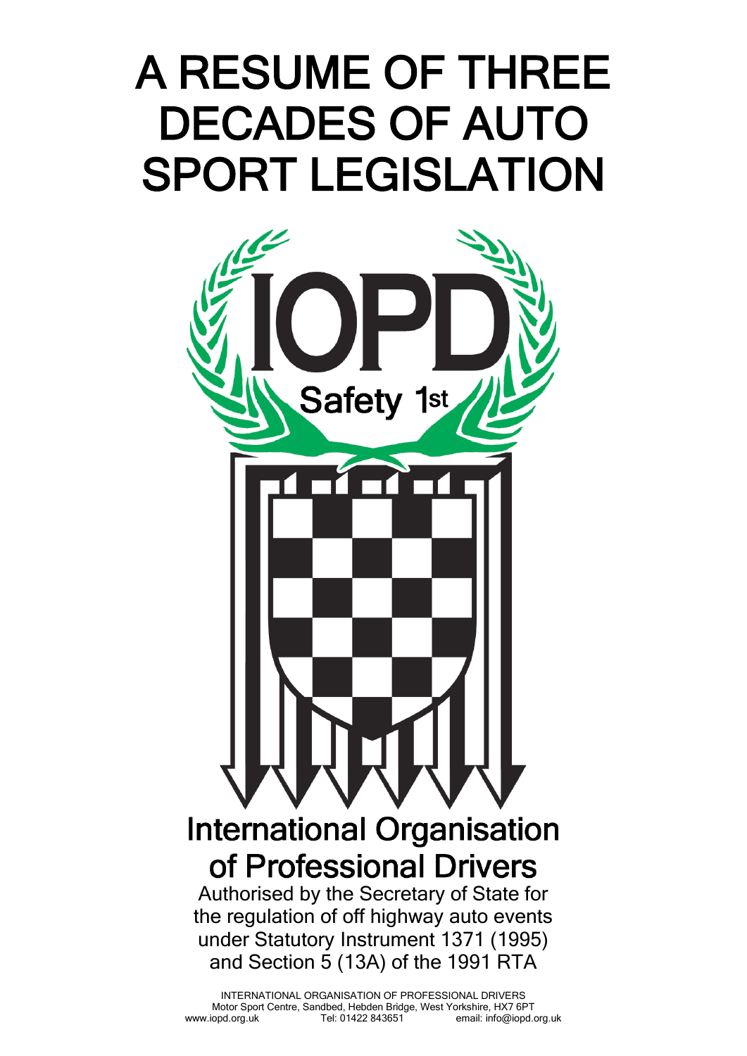# A RESUME OF THREE DECADES OF AUTO SPORT LEGISLATION

IOPD

Safety 1st

## International Organisation of Professional Drivers

Authorised by the Secretary of State for the regulation of off highway auto events under Statutory Instrument 1371 (1995) and Section 5 (13A) of the 1991 RTA

INTERNATIONAL ORGANISATION OF PROFESSIONAL DRIVERS
Motor Sport Centre, Sandbed, Hebden Bridge, West Yorkshire, HX7 6PT
www.iopd.org.uk Tel: 01422 843651 email: info@iopd.org.uk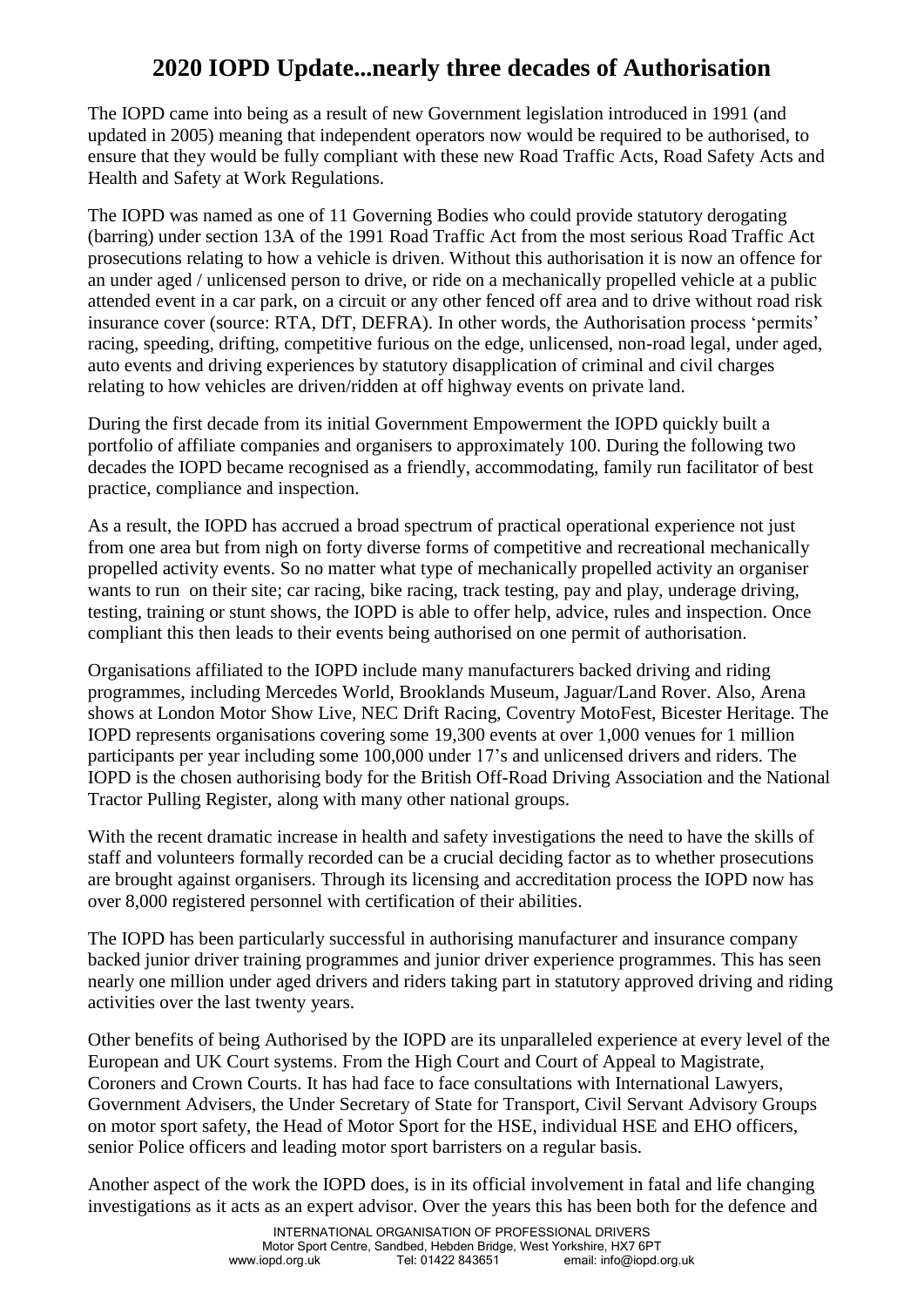# 2020 IOPD Update...nearly three decades of Authorisation

The IOPD came into being as a result of new Government legislation introduced in 1991 (and updated in 2005) meaning that independent operators now would be required to be authorised, to ensure that they would be fully compliant with these new Road Traffic Acts, Road Safety Acts and Health and Safety at Work Regulations.

The IOPD was named as one of 11 Governing Bodies who could provide statutory derogating (barring) under section 13A of the 1991 Road Traffic Act from the most serious Road Traffic Act prosecutions relating to how a vehicle is driven. Without this authorisation it is now an offence for an under aged / unlicensed person to drive, or ride on a mechanically propelled vehicle at a public attended event in a car park, on a circuit or any other fenced off area and to drive without road risk insurance cover (source: RTA, DfT, DEFRA). In other words, the Authorisation process 'permits' racing, speeding, drifting, competitive furious on the edge, unlicensed, non-road legal, under aged, auto events and driving experiences by statutory disapplication of criminal and civil charges relating to how vehicles are driven/ridden at off highway events on private land.

During the first decade from its initial Government Empowerment the IOPD quickly built a portfolio of affiliate companies and organisers to approximately 100. During the following two decades the IOPD became recognised as a friendly, accommodating, family run facilitator of best practice, compliance and inspection.

As a result, the IOPD has accrued a broad spectrum of practical operational experience not just from one area but from nigh on forty diverse forms of competitive and recreational mechanically propelled activity events. So no matter what type of mechanically propelled activity an organiser wants to run on their site; car racing, bike racing, track testing, pay and play, underage driving, testing, training or stunt shows, the IOPD is able to offer help, advice, rules and inspection. Once compliant this then leads to their events being authorised on one permit of authorisation.

Organisations affiliated to the IOPD include many manufacturers backed driving and riding programmes, including Mercedes World, Brooklands Museum, Jaguar/Land Rover. Also, Arena shows at London Motor Show Live, NEC Drift Racing, Coventry MotoFest, Bicester Heritage. The IOPD represents organisations covering some 19,300 events at over 1,000 venues for 1 million participants per year including some 100,000 under 17's and unlicensed drivers and riders. The IOPD is the chosen authorising body for the British Off-Road Driving Association and the National Tractor Pulling Register, along with many other national groups.

With the recent dramatic increase in health and safety investigations the need to have the skills of staff and volunteers formally recorded can be a crucial deciding factor as to whether prosecutions are brought against organisers. Through its licensing and accreditation process the IOPD now has over 8,000 registered personnel with certification of their abilities.

The IOPD has been particularly successful in authorising manufacturer and insurance company backed junior driver training programmes and junior driver experience programmes. This has seen nearly one million under aged drivers and riders taking part in statutory approved driving and riding activities over the last twenty years.

Other benefits of being Authorised by the IOPD are its unparalleled experience at every level of the European and UK Court systems. From the High Court and Court of Appeal to Magistrate, Coroners and Crown Courts. It has had face to face consultations with International Lawyers, Government Advisers, the Under Secretary of State for Transport, Civil Servant Advisory Groups on motor sport safety, the Head of Motor Sport for the HSE, individual HSE and EHO officers, senior Police officers and leading motor sport barristers on a regular basis.

Another aspect of the work the IOPD does, is in its official involvement in fatal and life changing investigations as it acts as an expert advisor. Over the years this has been both for the defence and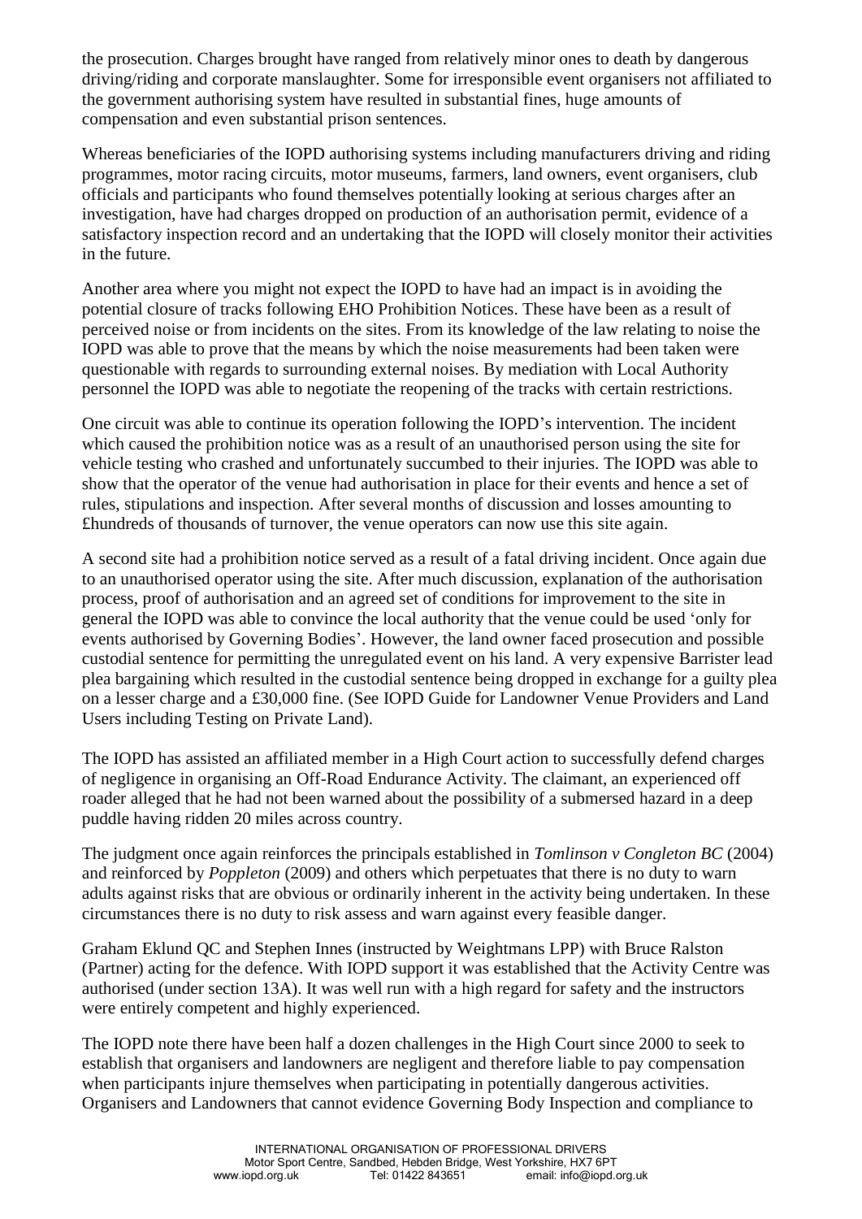the prosecution. Charges brought have ranged from relatively minor ones to death by dangerous driving/riding and corporate manslaughter. Some for irresponsible event organisers not affiliated to the government authorising system have resulted in substantial fines, huge amounts of compensation and even substantial prison sentences.

Whereas beneficiaries of the IOPD authorising systems including manufacturers driving and riding programmes, motor racing circuits, motor museums, farmers, land owners, event organisers, club officials and participants who found themselves potentially looking at serious charges after an investigation, have had charges dropped on production of an authorisation permit, evidence of a satisfactory inspection record and an undertaking that the IOPD will closely monitor their activities in the future.

Another area where you might not expect the IOPD to have had an impact is in avoiding the potential closure of tracks following EHO Prohibition Notices. These have been as a result of perceived noise or from incidents on the sites. From its knowledge of the law relating to noise the IOPD was able to prove that the means by which the noise measurements had been taken were questionable with regards to surrounding external noises. By mediation with Local Authority personnel the IOPD was able to negotiate the reopening of the tracks with certain restrictions.

One circuit was able to continue its operation following the IOPD's intervention. The incident which caused the prohibition notice was as a result of an unauthorised person using the site for vehicle testing who crashed and unfortunately succumbed to their injuries. The IOPD was able to show that the operator of the venue had authorisation in place for their events and hence a set of rules, stipulations and inspection. After several months of discussion and losses amounting to £hundreds of thousands of turnover, the venue operators can now use this site again.

A second site had a prohibition notice served as a result of a fatal driving incident. Once again due to an unauthorised operator using the site. After much discussion, explanation of the authorisation process, proof of authorisation and an agreed set of conditions for improvement to the site in general the IOPD was able to convince the local authority that the venue could be used 'only for events authorised by Governing Bodies'. However, the land owner faced prosecution and possible custodial sentence for permitting the unregulated event on his land. A very expensive Barrister lead plea bargaining which resulted in the custodial sentence being dropped in exchange for a guilty plea on a lesser charge and a £30,000 fine. (See IOPD Guide for Landowner Venue Providers and Land Users including Testing on Private Land).

The IOPD has assisted an affiliated member in a High Court action to successfully defend charges of negligence in organising an Off-Road Endurance Activity. The claimant, an experienced off roader alleged that he had not been warned about the possibility of a submersed hazard in a deep puddle having ridden 20 miles across country.

The judgment once again reinforces the principals established in *Tomlinson v Congleton BC* (2004) and reinforced by *Poppleton* (2009) and others which perpetuates that there is no duty to warn adults against risks that are obvious or ordinarily inherent in the activity being undertaken. In these circumstances there is no duty to risk assess and warn against every feasible danger.

Graham Eklund QC and Stephen Innes (instructed by Weightmans LPP) with Bruce Ralston (Partner) acting for the defence. With IOPD support it was established that the Activity Centre was authorised (under section 13A). It was well run with a high regard for safety and the instructors were entirely competent and highly experienced.

The IOPD note there have been half a dozen challenges in the High Court since 2000 to seek to establish that organisers and landowners are negligent and therefore liable to pay compensation when participants injure themselves when participating in potentially dangerous activities. Organisers and Landowners that cannot evidence Governing Body Inspection and compliance to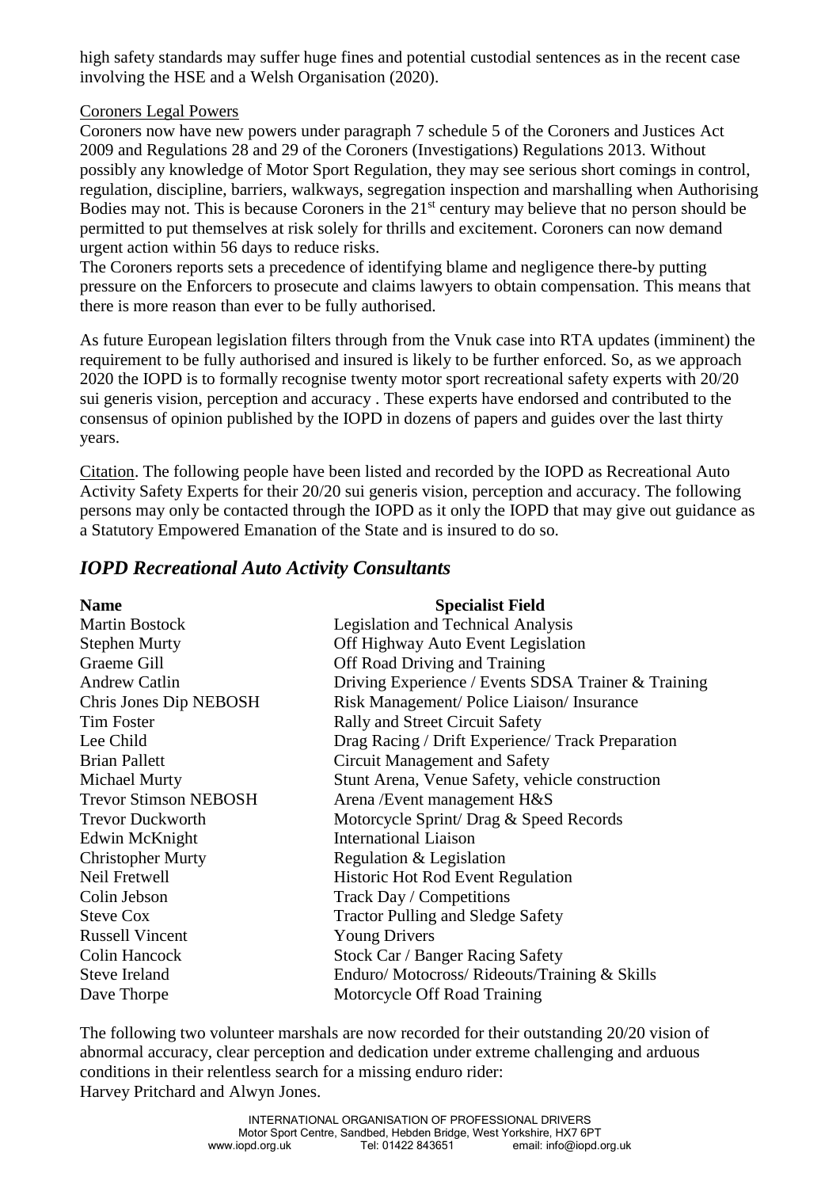high safety standards may suffer huge fines and potential custodial sentences as in the recent case involving the HSE and a Welsh Organisation (2020).

Coroners Legal Powers

Coroners now have new powers under paragraph 7 schedule 5 of the Coroners and Justices Act 2009 and Regulations 28 and 29 of the Coroners (Investigations) Regulations 2013. Without possibly any knowledge of Motor Sport Regulation, they may see serious short comings in control, regulation, discipline, barriers, walkways, segregation inspection and marshalling when Authorising Bodies may not. This is because Coroners in the 21st century may believe that no person should be permitted to put themselves at risk solely for thrills and excitement. Coroners can now demand urgent action within 56 days to reduce risks.

The Coroners reports sets a precedence of identifying blame and negligence there-by putting pressure on the Enforcers to prosecute and claims lawyers to obtain compensation. This means that there is more reason than ever to be fully authorised.

As future European legislation filters through from the Vnuk case into RTA updates (imminent) the requirement to be fully authorised and insured is likely to be further enforced. So, as we approach 2020 the IOPD is to formally recognise twenty motor sport recreational safety experts with 20/20 sui generis vision, perception and accuracy . These experts have endorsed and contributed to the consensus of opinion published by the IOPD in dozens of papers and guides over the last thirty years.

Citation. The following people have been listed and recorded by the IOPD as Recreational Auto Activity Safety Experts for their 20/20 sui generis vision, perception and accuracy. The following persons may only be contacted through the IOPD as it only the IOPD that may give out guidance as a Statutory Empowered Emanation of the State and is insured to do so.

## *IOPD Recreational Auto Activity Consultants*

| Name | Specialist Field |
|---|---|
| Martin Bostock | Legislation and Technical Analysis |
| Stephen Murty | Off Highway Auto Event Legislation |
| Graeme Gill | Off Road Driving and Training |
| Andrew Catlin | Driving Experience / Events SDSA Trainer & Training |
| Chris Jones Dip NEBOSH | Risk Management/ Police Liaison/ Insurance |
| Tim Foster | Rally and Street Circuit Safety |
| Lee Child | Drag Racing / Drift Experience/ Track Preparation |
| Brian Pallett | Circuit Management and Safety |
| Michael Murty | Stunt Arena, Venue Safety, vehicle construction |
| Trevor Stimson NEBOSH | Arena /Event management H&S |
| Trevor Duckworth | Motorcycle Sprint/ Drag & Speed Records |
| Edwin McKnight | International Liaison |
| Christopher Murty | Regulation & Legislation |
| Neil Fretwell | Historic Hot Rod Event Regulation |
| Colin Jebson | Track Day / Competitions |
| Steve Cox | Tractor Pulling and Sledge Safety |
| Russell Vincent | Young Drivers |
| Colin Hancock | Stock Car / Banger Racing Safety |
| Steve Ireland | Enduro/ Motocross/ Rideouts/Training & Skills |
| Dave Thorpe | Motorcycle Off Road Training |

The following two volunteer marshals are now recorded for their outstanding 20/20 vision of abnormal accuracy, clear perception and dedication under extreme challenging and arduous conditions in their relentless search for a missing enduro rider:
Harvey Pritchard and Alwyn Jones.

INTERNATIONAL ORGANISATION OF PROFESSIONAL DRIVERS
Motor Sport Centre, Sandbed, Hebden Bridge, West Yorkshire, HX7 6PT
www.iopd.org.uk Tel: 01422 843651 email: info@iopd.org.uk